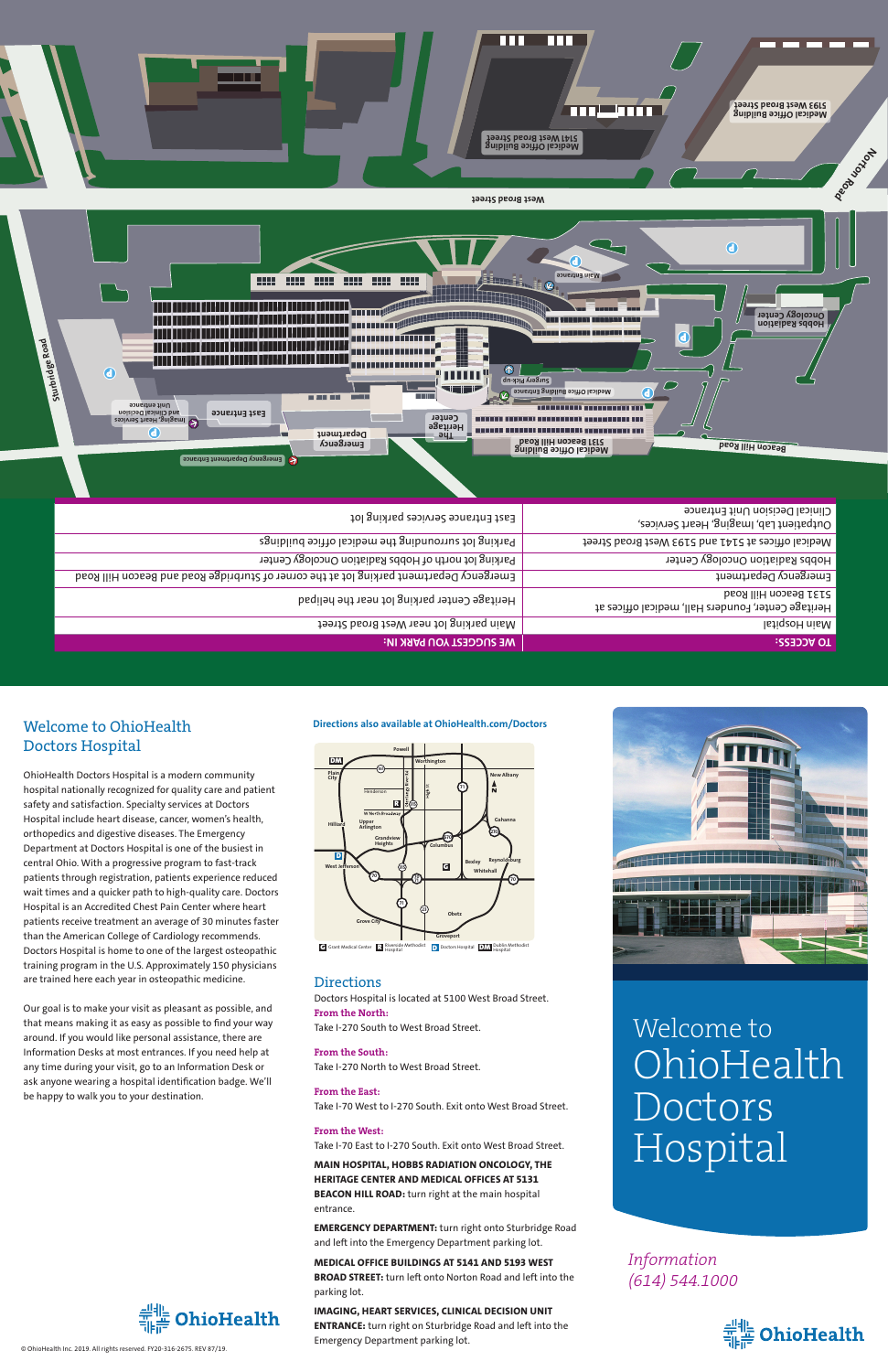| TO ACCESS: | WE SUGGEST YOU PARK IN: |
| --- | --- |
| Main Hospital | Main parking lot near West Broad Street |
| Heritage Center, Founders Hall, medical offices at 5131 Beacon Hill Road | Heritage Center parking lot near the helipad |
| Emergency Department | Emergency Department parking lot at the corner of Sturbridge Road and Beacon Hill Road |
| Hobbs Radiation Oncology Center | Parking lot north of Hobbs Radiation Oncology Center |
| Medical offices at 5141 and 5193 West Broad Street | Parking lot surrounding the medical office buildings |
| Outpatient Lab, Imaging, Heart Services, Clinical Decision Unit Entrance | East Entrance Services parking lot |

## Welcome to OhioHealth Doctors Hospital

OhioHealth Doctors Hospital is a modern community hospital nationally recognized for quality care and patient safety and satisfaction. Specialty services at Doctors Hospital include heart disease, cancer, women's health, orthopedics and digestive diseases. The Emergency Department at Doctors Hospital is one of the busiest in central Ohio. With a progressive program to fast-track patients through registration, patients experience reduced wait times and a quicker path to high-quality care. Doctors Hospital is an Accredited Chest Pain Center where heart patients receive treatment an average of 30 minutes faster than the American College of Cardiology recommends. Doctors Hospital is home to one of the largest osteopathic training program in the U.S. Approximately 150 physicians are trained here each year in osteopathic medicine.

Our goal is to make your visit as pleasant as possible, and that means making it as easy as possible to find your way around. If you would like personal assistance, there are Information Desks at most entrances. If you need help at any time during your visit, go to an Information Desk or ask anyone wearing a hospital identification badge. We'll be happy to walk you to your destination.

**Directions also available at OhioHealth.com/Doctors**

## Directions

Doctors Hospital is located at 5100 West Broad Street.

**From the North:**
Take I-270 South to West Broad Street.

**From the South:**
Take I-270 North to West Broad Street.

**From the East:**
Take I-70 West to I-270 South. Exit onto West Broad Street.

**From the West:**
Take I-70 East to I-270 South. Exit onto West Broad Street.

**MAIN HOSPITAL, HOBBS RADIATION ONCOLOGY, THE HERITAGE CENTER AND MEDICAL OFFICES AT 5131 BEACON HILL ROAD:** turn right at the main hospital entrance.

**EMERGENCY DEPARTMENT:** turn right onto Sturbridge Road and left into the Emergency Department parking lot.

**MEDICAL OFFICE BUILDINGS AT 5141 AND 5193 WEST BROAD STREET:** turn left onto Norton Road and left into the parking lot.

**IMAGING, HEART SERVICES, CLINICAL DECISION UNIT ENTRANCE:** turn right on Sturbridge Road and left into the Emergency Department parking lot.

# Welcome to OhioHealth Doctors Hospital

*Information (614) 544.1000*

OhioHealth

© OhioHealth Inc. 2019. All rights reserved. FY20-316-2675. REV 87/19.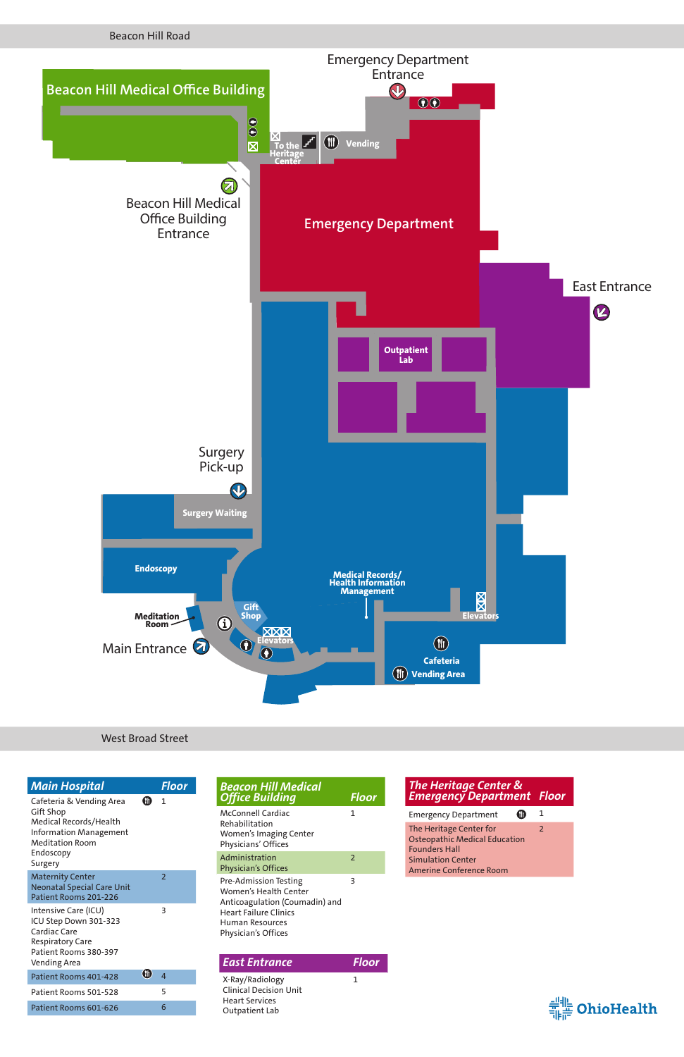Beacon Hill Road

Beacon Hill Medical Office Building

Emergency Department Entrance

To the Heritage Center

Vending

Beacon Hill Medical Office Building Entrance

Emergency Department

East Entrance

Outpatient Lab

Surgery Pick-up

Surgery Waiting

Endoscopy

Medical Records/ Health Information Management

Meditation Room

Gift Shop

Elevators

Elevators

Main Entrance

Cafeteria

Vending Area

West Broad Street

| Main Hospital | Floor |
|---|---|
| Cafeteria & Vending Area<br>Gift Shop<br>Medical Records/Health Information Management<br>Meditation Room<br>Endoscopy<br>Surgery | 1 |
| Maternity Center<br>Neonatal Special Care Unit<br>Patient Rooms 201-226 | 2 |
| Intensive Care (ICU)<br>ICU Step Down 301-323<br>Cardiac Care<br>Respiratory Care<br>Patient Rooms 380-397<br>Vending Area | 3 |
| Patient Rooms 401-428 | 4 |
| Patient Rooms 501-528 | 5 |
| Patient Rooms 601-626 | 6 |

| Beacon Hill Medical Office Building | Floor |
|---|---|
| McConnell Cardiac Rehabilitation<br>Women's Imaging Center<br>Physicians' Offices | 1 |
| Administration<br>Physician's Offices | 2 |
| Pre-Admission Testing<br>Women's Health Center<br>Anticoagulation (Coumadin) and Heart Failure Clinics<br>Human Resources<br>Physician's Offices | 3 |

| East Entrance | Floor |
|---|---|
| X-Ray/Radiology<br>Clinical Decision Unit<br>Heart Services<br>Outpatient Lab | 1 |

| The Heritage Center & Emergency Department | Floor |
|---|---|
| Emergency Department | 1 |
| The Heritage Center for Osteopathic Medical Education<br>Founders Hall<br>Simulation Center<br>Amerine Conference Room | 2 |

OhioHealth